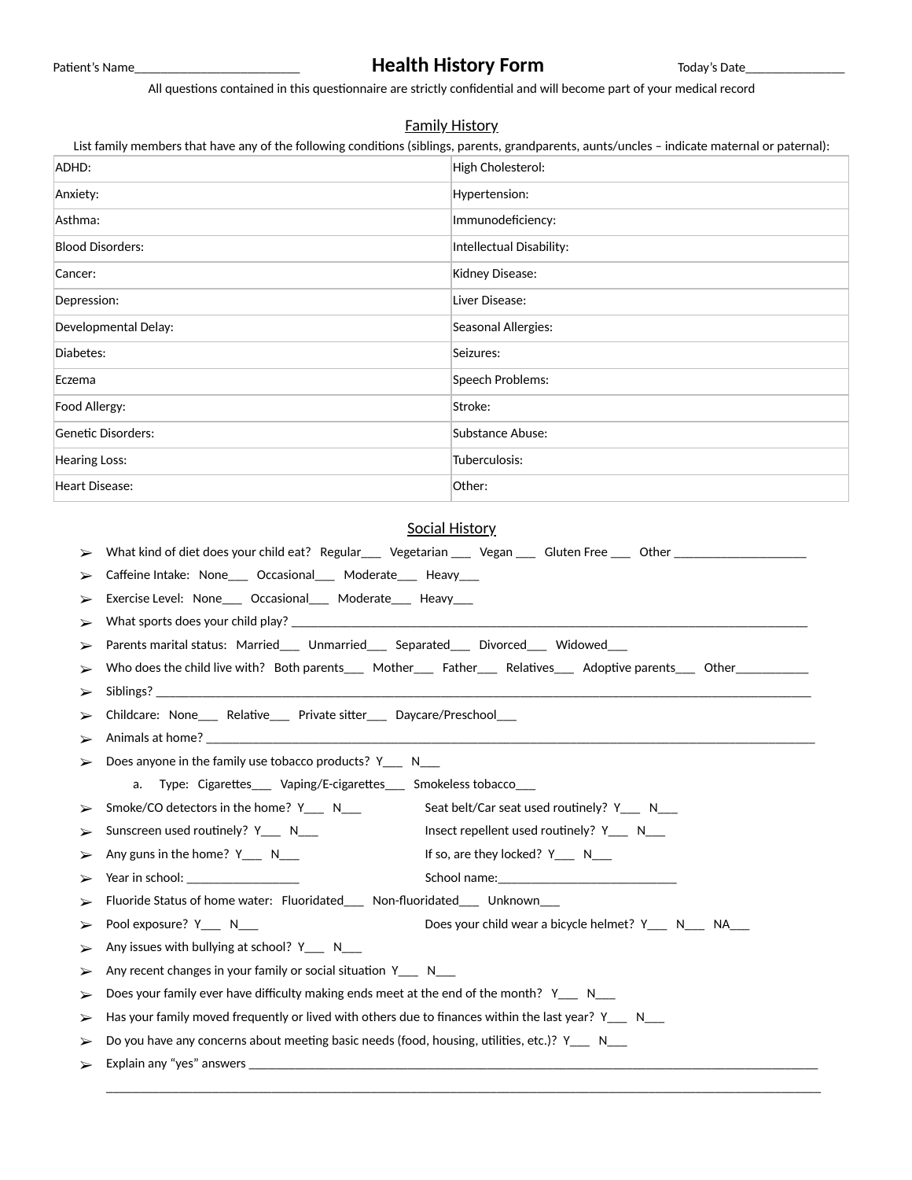Patient's Name__________________________ **Health History Form** Today's Date________________

All questions contained in this questionnaire are strictly confidential and will become part of your medical record

## Family History

List family members that have any of the following conditions (siblings, parents, grandparents, aunts/uncles – indicate maternal or paternal):

| | |
|---|---|
| ADHD: | High Cholesterol: |
| Anxiety: | Hypertension: |
| Asthma: | Immunodeficiency: |
| Blood Disorders: | Intellectual Disability: |
| Cancer: | Kidney Disease: |
| Depression: | Liver Disease: |
| Developmental Delay: | Seasonal Allergies: |
| Diabetes: | Seizures: |
| Eczema | Speech Problems: |
| Food Allergy: | Stroke: |
| Genetic Disorders: | Substance Abuse: |
| Hearing Loss: | Tuberculosis: |
| Heart Disease: | Other: |

## Social History

- What kind of diet does your child eat? Regular___ Vegetarian ___ Vegan ___ Gluten Free ___ Other _____________________
- Caffeine Intake: None___ Occasional___ Moderate___ Heavy___
- Exercise Level: None___ Occasional___ Moderate___ Heavy___
- What sports does your child play? ____________________________________________________________________________
- Parents marital status: Married___ Unmarried___ Separated___ Divorced___ Widowed___
- Who does the child live with? Both parents___ Mother___ Father___ Relatives___ Adoptive parents___ Other____________
- Siblings? ______________________________________________________________________________________________
- Childcare: None___ Relative___ Private sitter___ Daycare/Preschool___
- Animals at home? ________________________________________________________________________________________
- Does anyone in the family use tobacco products? Y___ N___
  a. Type: Cigarettes___ Vaping/E-cigarettes___ Smokeless tobacco___
- Smoke/CO detectors in the home? Y___ N___ Seat belt/Car seat used routinely? Y___ N___
- Sunscreen used routinely? Y___ N___ Insect repellent used routinely? Y___ N___
- Any guns in the home? Y___ N___ If so, are they locked? Y___ N___
- Year in school: _________________ School name:____________________________
- Fluoride Status of home water: Fluoridated___ Non-fluoridated___ Unknown___
- Pool exposure? Y___ N___ Does your child wear a bicycle helmet? Y___ N___ NA___
- Any issues with bullying at school? Y___ N___
- Any recent changes in your family or social situation Y___ N___
- Does your family ever have difficulty making ends meet at the end of the month? Y___ N___
- Has your family moved frequently or lived with others due to finances within the last year? Y___ N___
- Do you have any concerns about meeting basic needs (food, housing, utilities, etc.)? Y___ N___
- Explain any "yes" answers ______________________________________________________________________________________

  ______________________________________________________________________________________________________________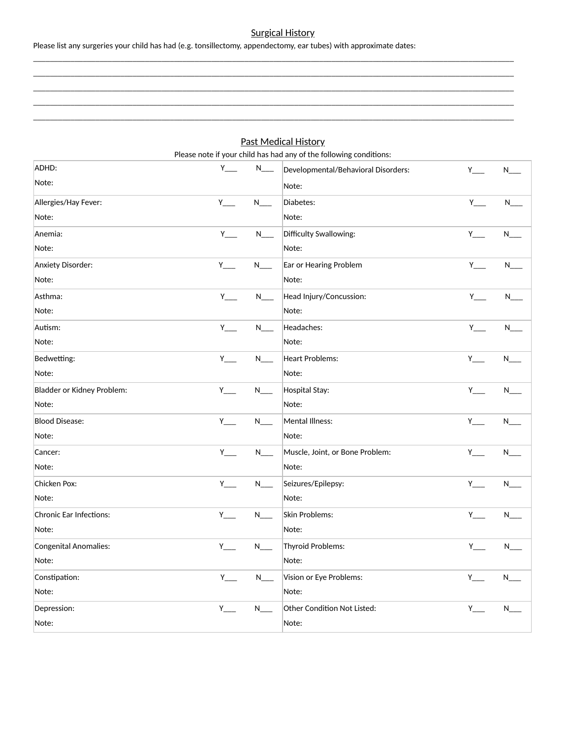## Surgical History

Please list any surgeries your child has had (e.g. tonsillectomy, appendectomy, ear tubes) with approximate dates:

_______________________________________________________________________________________________________________

_______________________________________________________________________________________________________________

_______________________________________________________________________________________________________________

_______________________________________________________________________________________________________________

_______________________________________________________________________________________________________________

## Past Medical History

Please note if your child has had any of the following conditions:

| | |
|---|---|
| ADHD: Y___ N___<br>Note: | Developmental/Behavioral Disorders: Y___ N___<br>Note: |
| Allergies/Hay Fever: Y___ N___<br>Note: | Diabetes: Y___ N___<br>Note: |
| Anemia: Y___ N___<br>Note: | Difficulty Swallowing: Y___ N___<br>Note: |
| Anxiety Disorder: Y___ N___<br>Note: | Ear or Hearing Problem Y___ N___<br>Note: |
| Asthma: Y___ N___<br>Note: | Head Injury/Concussion: Y___ N___<br>Note: |
| Autism: Y___ N___<br>Note: | Headaches: Y___ N___<br>Note: |
| Bedwetting: Y___ N___<br>Note: | Heart Problems: Y___ N___<br>Note: |
| Bladder or Kidney Problem: Y___ N___<br>Note: | Hospital Stay: Y___ N___<br>Note: |
| Blood Disease: Y___ N___<br>Note: | Mental Illness: Y___ N___<br>Note: |
| Cancer: Y___ N___<br>Note: | Muscle, Joint, or Bone Problem: Y___ N___<br>Note: |
| Chicken Pox: Y___ N___<br>Note: | Seizures/Epilepsy: Y___ N___<br>Note: |
| Chronic Ear Infections: Y___ N___<br>Note: | Skin Problems: Y___ N___<br>Note: |
| Congenital Anomalies: Y___ N___<br>Note: | Thyroid Problems: Y___ N___<br>Note: |
| Constipation: Y___ N___<br>Note: | Vision or Eye Problems: Y___ N___<br>Note: |
| Depression: Y___ N___<br>Note: | Other Condition Not Listed: Y___ N___<br>Note: |